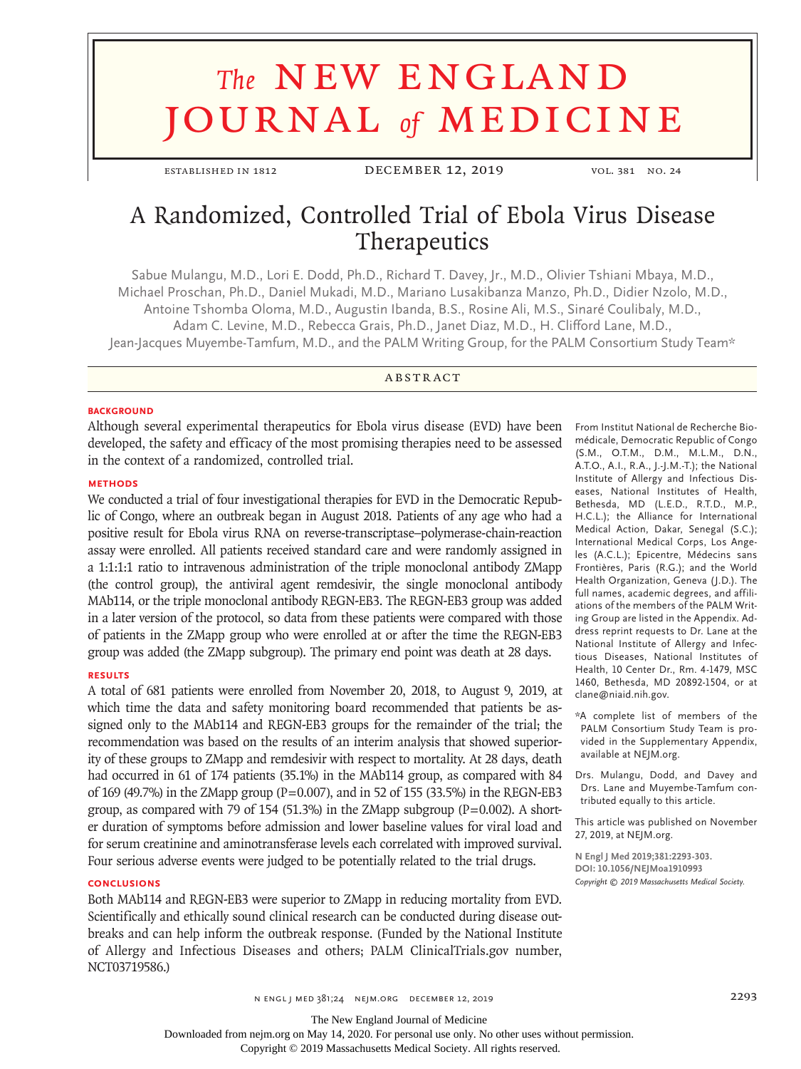# A Randomized, Controlled Trial of Ebola Virus Disease Therapeutics

Sabue Mulangu, M.D., Lori E. Dodd, Ph.D., Richard T. Davey, Jr., M.D., Olivier Tshiani Mbaya, M.D., Michael Proschan, Ph.D., Daniel Mukadi, M.D., Mariano Lusakibanza Manzo, Ph.D., Didier Nzolo, M.D., Antoine Tshomba Oloma, M.D., Augustin Ibanda, B.S., Rosine Ali, M.S., Sinaré Coulibaly, M.D., Adam C. Levine, M.D., Rebecca Grais, Ph.D., Janet Diaz, M.D., H. Clifford Lane, M.D., Jean-Jacques Muyembe-Tamfum, M.D., and the PALM Writing Group, for the PALM Consortium Study Team*

## ABSTRACT

### BACKGROUND

Although several experimental therapeutics for Ebola virus disease (EVD) have been developed, the safety and efficacy of the most promising therapies need to be assessed in the context of a randomized, controlled trial.

### METHODS

We conducted a trial of four investigational therapies for EVD in the Democratic Republic of Congo, where an outbreak began in August 2018. Patients of any age who had a positive result for Ebola virus RNA on reverse-transcriptase–polymerase-chain-reaction assay were enrolled. All patients received standard care and were randomly assigned in a 1:1:1:1 ratio to intravenous administration of the triple monoclonal antibody ZMapp (the control group), the antiviral agent remdesivir, the single monoclonal antibody MAb114, or the triple monoclonal antibody REGN-EB3. The REGN-EB3 group was added in a later version of the protocol, so data from these patients were compared with those of patients in the ZMapp group who were enrolled at or after the time the REGN-EB3 group was added (the ZMapp subgroup). The primary end point was death at 28 days.

### RESULTS

A total of 681 patients were enrolled from November 20, 2018, to August 9, 2019, at which time the data and safety monitoring board recommended that patients be assigned only to the MAb114 and REGN-EB3 groups for the remainder of the trial; the recommendation was based on the results of an interim analysis that showed superiority of these groups to ZMapp and remdesivir with respect to mortality. At 28 days, death had occurred in 61 of 174 patients (35.1%) in the MAb114 group, as compared with 84 of 169 (49.7%) in the ZMapp group ($P=0.007$), and in 52 of 155 (33.5%) in the REGN-EB3 group, as compared with 79 of 154 (51.3%) in the ZMapp subgroup ($P=0.002$). A shorter duration of symptoms before admission and lower baseline values for viral load and for serum creatinine and aminotransferase levels each correlated with improved survival. Four serious adverse events were judged to be potentially related to the trial drugs.

### CONCLUSIONS

Both MAb114 and REGN-EB3 were superior to ZMapp in reducing mortality from EVD. Scientifically and ethically sound clinical research can be conducted during disease outbreaks and can help inform the outbreak response. (Funded by the National Institute of Allergy and Infectious Diseases and others; PALM ClinicalTrials.gov number, NCT03719586.)

From Institut National de Recherche Biomédicale, Democratic Republic of Congo (S.M., O.T.M., D.M., M.L.M., D.N., A.T.O., A.I., R.A., J.-J.M.-T.); the National Institute of Allergy and Infectious Diseases, National Institutes of Health, Bethesda, MD (L.E.D., R.T.D., M.P., H.C.L.); the Alliance for International Medical Action, Dakar, Senegal (S.C.); International Medical Corps, Los Angeles (A.C.L.); Epicentre, Médecins sans Frontières, Paris (R.G.); and the World Health Organization, Geneva (J.D.). The full names, academic degrees, and affiliations of the members of the PALM Writing Group are listed in the Appendix. Address reprint requests to Dr. Lane at the National Institute of Allergy and Infectious Diseases, National Institutes of Health, 10 Center Dr., Rm. 4-1479, MSC 1460, Bethesda, MD 20892-1504, or at clane@niaid.nih.gov.

*A complete list of members of the PALM Consortium Study Team is provided in the Supplementary Appendix, available at NEJM.org.

Drs. Mulangu, Dodd, and Davey and Drs. Lane and Muyembe-Tamfum contributed equally to this article.

This article was published on November 27, 2019, at NEJM.org.

**N Engl J Med 2019;381:2293-303.**
**DOI: 10.1056/NEJMoa1910993**
*Copyright © 2019 Massachusetts Medical Society.*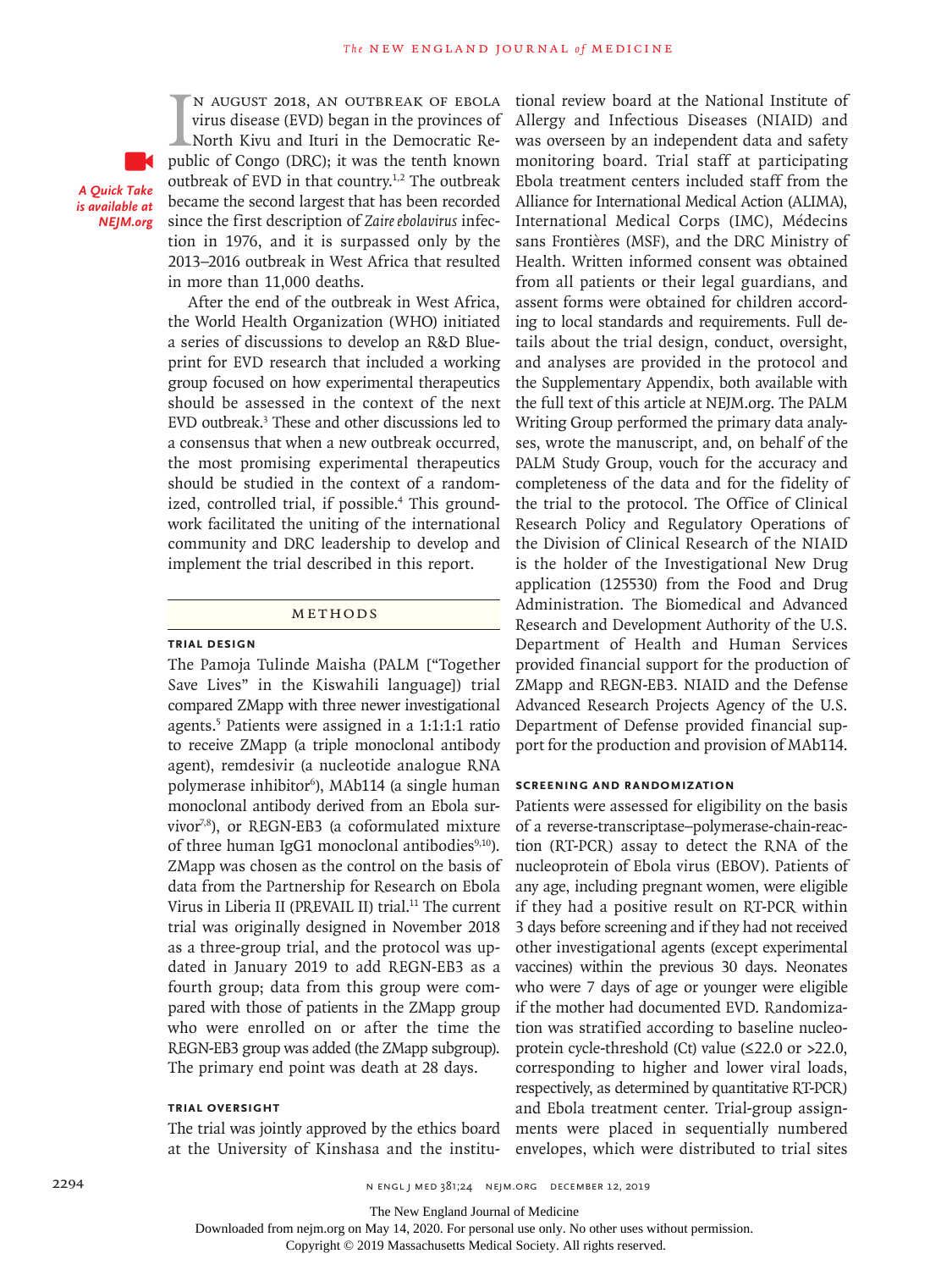In August 2018, an outbreak of Ebola virus disease (EVD) began in the provinces of North Kivu and Ituri in the Democratic Republic of Congo (DRC); it was the tenth known outbreak of EVD in that country.[1,2] The outbreak became the second largest that has been recorded since the first description of *Zaire ebolavirus* infection in 1976, and it is surpassed only by the 2013–2016 outbreak in West Africa that resulted in more than 11,000 deaths.

*A Quick Take is available at NEJM.org*

After the end of the outbreak in West Africa, the World Health Organization (WHO) initiated a series of discussions to develop an R&D Blueprint for EVD research that included a working group focused on how experimental therapeutics should be assessed in the context of the next EVD outbreak.[3] These and other discussions led to a consensus that when a new outbreak occurred, the most promising experimental therapeutics should be studied in the context of a randomized, controlled trial, if possible.[4] This groundwork facilitated the uniting of the international community and DRC leadership to develop and implement the trial described in this report.

## Methods

### Trial Design

The Pamoja Tulinde Maisha (PALM ["Together Save Lives" in the Kiswahili language]) trial compared ZMapp with three newer investigational agents.[5] Patients were assigned in a 1:1:1:1 ratio to receive ZMapp (a triple monoclonal antibody agent), remdesivir (a nucleotide analogue RNA polymerase inhibitor[6]), MAb114 (a single human monoclonal antibody derived from an Ebola survivor[7,8]), or REGN-EB3 (a coformulated mixture of three human IgG1 monoclonal antibodies[9,10]). ZMapp was chosen as the control on the basis of data from the Partnership for Research on Ebola Virus in Liberia II (PREVAIL II) trial.[11] The current trial was originally designed in November 2018 as a three-group trial, and the protocol was updated in January 2019 to add REGN-EB3 as a fourth group; data from this group were compared with those of patients in the ZMapp group who were enrolled on or after the time the REGN-EB3 group was added (the ZMapp subgroup). The primary end point was death at 28 days.

### Trial Oversight

The trial was jointly approved by the ethics board at the University of Kinshasa and the institutional review board at the National Institute of Allergy and Infectious Diseases (NIAID) and was overseen by an independent data and safety monitoring board. Trial staff at participating Ebola treatment centers included staff from the Alliance for International Medical Action (ALIMA), International Medical Corps (IMC), Médecins sans Frontières (MSF), and the DRC Ministry of Health. Written informed consent was obtained from all patients or their legal guardians, and assent forms were obtained for children according to local standards and requirements. Full details about the trial design, conduct, oversight, and analyses are provided in the protocol and the Supplementary Appendix, both available with the full text of this article at NEJM.org. The PALM Writing Group performed the primary data analyses, wrote the manuscript, and, on behalf of the PALM Study Group, vouch for the accuracy and completeness of the data and for the fidelity of the trial to the protocol. The Office of Clinical Research Policy and Regulatory Operations of the Division of Clinical Research of the NIAID is the holder of the Investigational New Drug application (125530) from the Food and Drug Administration. The Biomedical and Advanced Research and Development Authority of the U.S. Department of Health and Human Services provided financial support for the production of ZMapp and REGN-EB3. NIAID and the Defense Advanced Research Projects Agency of the U.S. Department of Defense provided financial support for the production and provision of MAb114.

### Screening and Randomization

Patients were assessed for eligibility on the basis of a reverse-transcriptase–polymerase-chain-reaction (RT-PCR) assay to detect the RNA of the nucleoprotein of Ebola virus (EBOV). Patients of any age, including pregnant women, were eligible if they had a positive result on RT-PCR within 3 days before screening and if they had not received other investigational agents (except experimental vaccines) within the previous 30 days. Neonates who were 7 days of age or younger were eligible if the mother had documented EVD. Randomization was stratified according to baseline nucleoprotein cycle-threshold (Ct) value (≤22.0 or >22.0, corresponding to higher and lower viral loads, respectively, as determined by quantitative RT-PCR) and Ebola treatment center. Trial-group assignments were placed in sequentially numbered envelopes, which were distributed to trial sites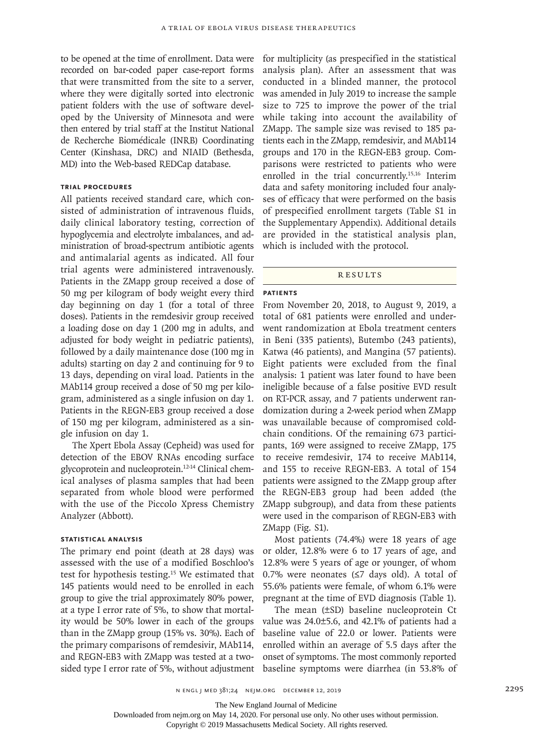to be opened at the time of enrollment. Data were recorded on bar-coded paper case-report forms that were transmitted from the site to a server, where they were digitally sorted into electronic patient folders with the use of software developed by the University of Minnesota and were then entered by trial staff at the Institut National de Recherche Biomédicale (INRB) Coordinating Center (Kinshasa, DRC) and NIAID (Bethesda, MD) into the Web-based REDCap database.

### Trial Procedures

All patients received standard care, which consisted of administration of intravenous fluids, daily clinical laboratory testing, correction of hypoglycemia and electrolyte imbalances, and administration of broad-spectrum antibiotic agents and antimalarial agents as indicated. All four trial agents were administered intravenously. Patients in the ZMapp group received a dose of 50 mg per kilogram of body weight every third day beginning on day 1 (for a total of three doses). Patients in the remdesivir group received a loading dose on day 1 (200 mg in adults, and adjusted for body weight in pediatric patients), followed by a daily maintenance dose (100 mg in adults) starting on day 2 and continuing for 9 to 13 days, depending on viral load. Patients in the MAb114 group received a dose of 50 mg per kilogram, administered as a single infusion on day 1. Patients in the REGN-EB3 group received a dose of 150 mg per kilogram, administered as a single infusion on day 1.

The Xpert Ebola Assay (Cepheid) was used for detection of the EBOV RNAs encoding surface glycoprotein and nucleoprotein.[12-14] Clinical chemical analyses of plasma samples that had been separated from whole blood were performed with the use of the Piccolo Xpress Chemistry Analyzer (Abbott).

### Statistical Analysis

The primary end point (death at 28 days) was assessed with the use of a modified Boschloo's test for hypothesis testing.[15] We estimated that 145 patients would need to be enrolled in each group to give the trial approximately 80% power, at a type I error rate of 5%, to show that mortality would be 50% lower in each of the groups than in the ZMapp group (15% vs. 30%). Each of the primary comparisons of remdesivir, MAb114, and REGN-EB3 with ZMapp was tested at a two-sided type I error rate of 5%, without adjustment for multiplicity (as prespecified in the statistical analysis plan). After an assessment that was conducted in a blinded manner, the protocol was amended in July 2019 to increase the sample size to 725 to improve the power of the trial while taking into account the availability of ZMapp. The sample size was revised to 185 patients each in the ZMapp, remdesivir, and MAb114 groups and 170 in the REGN-EB3 group. Comparisons were restricted to patients who were enrolled in the trial concurrently.[15,16] Interim data and safety monitoring included four analyses of efficacy that were performed on the basis of prespecified enrollment targets (Table S1 in the Supplementary Appendix). Additional details are provided in the statistical analysis plan, which is included with the protocol.

## Results

### Patients

From November 20, 2018, to August 9, 2019, a total of 681 patients were enrolled and underwent randomization at Ebola treatment centers in Beni (335 patients), Butembo (243 patients), Katwa (46 patients), and Mangina (57 patients). Eight patients were excluded from the final analysis: 1 patient was later found to have been ineligible because of a false positive EVD result on RT-PCR assay, and 7 patients underwent randomization during a 2-week period when ZMapp was unavailable because of compromised cold-chain conditions. Of the remaining 673 participants, 169 were assigned to receive ZMapp, 175 to receive remdesivir, 174 to receive MAb114, and 155 to receive REGN-EB3. A total of 154 patients were assigned to the ZMapp group after the REGN-EB3 group had been added (the ZMapp subgroup), and data from these patients were used in the comparison of REGN-EB3 with ZMapp (Fig. S1).

Most patients (74.4%) were 18 years of age or older, 12.8% were 6 to 17 years of age, and 12.8% were 5 years of age or younger, of whom 0.7% were neonates (≤7 days old). A total of 55.6% patients were female, of whom 6.1% were pregnant at the time of EVD diagnosis (Table 1).

The mean (±SD) baseline nucleoprotein Ct value was 24.0±5.6, and 42.1% of patients had a baseline value of 22.0 or lower. Patients were enrolled within an average of 5.5 days after the onset of symptoms. The most commonly reported baseline symptoms were diarrhea (in 53.8% of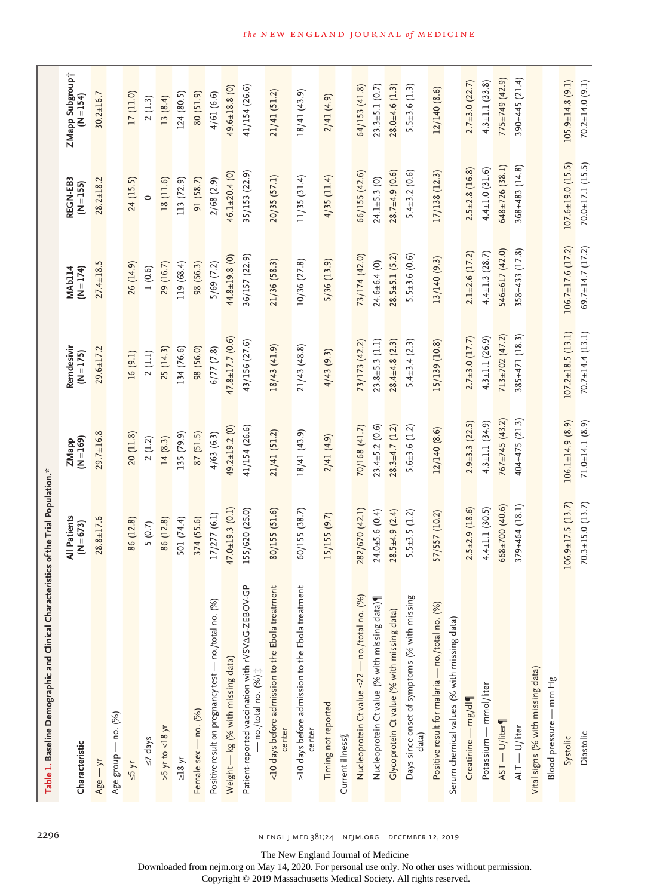**Table 1. Baseline Demographic and Clinical Characteristics of the Trial Population.***

| Characteristic | All Patients (N=673) | ZMapp (N=169) | Remdesivir (N=175) | MAb114 (N=174) | REGN-EB3 (N=155) | ZMapp Subgroup† (N=154) |
|---|---|---|---|---|---|---|
| Age — yr | 28.8±17.6 | 29.7±16.8 | 29.6±17.2 | 27.4±18.5 | 28.2±18.2 | 30.2±16.7 |
| Age group — no. (%) | | | | | | |
| ≤5 yr | 86 (12.8) | 20 (11.8) | 16 (9.1) | 26 (14.9) | 24 (15.5) | 17 (11.0) |
| ≤7 days | 5 (0.7) | 2 (1.2) | 2 (1.1) | 1 (0.6) | 0 | 2 (1.3) |
| >5 yr to <18 yr | 86 (12.8) | 14 (8.3) | 25 (14.3) | 29 (16.7) | 18 (11.6) | 13 (8.4) |
| ≥18 yr | 501 (74.4) | 135 (79.9) | 134 (76.6) | 119 (68.4) | 113 (72.9) | 124 (80.5) |
| Female sex — no. (%) | 374 (55.6) | 87 (51.5) | 98 (56.0) | 98 (56.3) | 91 (58.7) | 80 (51.9) |
| Positive result on pregnancy test — no./total no. (%) | 17/277 (6.1) | 4/63 (6.3) | 6/77 (7.8) | 5/69 (7.2) | 2/68 (2.9) | 4/61 (6.6) |
| Weight — kg (% with missing data) | 47.0±19.3 (0.1) | 49.2±19.2 (0) | 47.8±17.7 (0.6) | 44.8±19.8 (0) | 46.1±20.4 (0) | 49.6±18.8 (0) |
| Patient-reported vaccination with rVSVΔG-ZEBOV-GP — no./total no. (%)‡ | 155/620 (25.0) | 41/154 (26.6) | 43/156 (27.6) | 36/157 (22.9) | 35/153 (22.9) | 41/154 (26.6) |
| <10 days before admission to the Ebola treatment center | 80/155 (51.6) | 21/41 (51.2) | 18/43 (41.9) | 21/36 (58.3) | 20/35 (57.1) | 21/41 (51.2) |
| ≥10 days before admission to the Ebola treatment center | 60/155 (38.7) | 18/41 (43.9) | 21/43 (48.8) | 10/36 (27.8) | 11/35 (31.4) | 18/41 (43.9) |
| Timing not reported | 15/155 (9.7) | 2/41 (4.9) | 4/43 (9.3) | 5/36 (13.9) | 4/35 (11.4) | 2/41 (4.9) |
| Current illness§ | | | | | | |
| Nucleoprotein Ct value ≤22 — no./total no. (%) | 282/670 (42.1) | 70/168 (41.7) | 73/173 (42.2) | 73/174 (42.0) | 66/155 (42.6) | 64/153 (41.8) |
| Nucleoprotein Ct value (% with missing data)¶ | 24.0±5.6 (0.4) | 23.4±5.2 (0.6) | 23.8±5.3 (1.1) | 24.6±6.4 (0) | 24.1±5.3 (0) | 23.3±5.1 (0.7) |
| Glycoprotein Ct value (% with missing data) | 28.5±4.9 (2.4) | 28.3±4.7 (1.2) | 28.4±4.8 (2.3) | 28.5±5.1 (5.2) | 28.7±4.9 (0.6) | 28.0±4.6 (1.3) |
| Days since onset of symptoms (% with missing data) | 5.5±3.5 (1.2) | 5.6±3.6 (1.2) | 5.4±3.4 (2.3) | 5.5±3.6 (0.6) | 5.4±3.2 (0.6) | 5.5±3.6 (1.3) |
| Positive result for malaria — no./total no. (%) | 57/557 (10.2) | 12/140 (8.6) | 15/139 (10.8) | 13/140 (9.3) | 17/138 (12.3) | 12/140 (8.6) |
| Serum chemical values (% with missing data) | | | | | | |
| Creatinine — mg/dl¶ | 2.5±2.9 (18.6) | 2.9±3.3 (22.5) | 2.7±3.0 (17.7) | 2.1±2.6 (17.2) | 2.5±2.8 (16.8) | 2.7±3.0 (22.7) |
| Potassium — mmol/liter | 4.4±1.1 (30.5) | 4.3±1.1 (34.9) | 4.3±1.1 (26.9) | 4.4±1.3 (28.7) | 4.4±1.0 (31.6) | 4.3±1.1 (33.8) |
| AST — U/liter¶ | 668±700 (40.6) | 767±745 (43.2) | 713±702 (47.2) | 546±617 (42.0) | 648±726 (38.1) | 775±749 (42.9) |
| ALT — U/liter | 379±464 (18.1) | 404±475 (21.3) | 385±471 (18.3) | 358±433 (17.8) | 368±483 (14.8) | 390±445 (21.4) |
| Vital signs (% with missing data) | | | | | | |
| Blood pressure — mm Hg | | | | | | |
| Systolic | 106.9±17.5 (13.7) | 106.1±14.9 (8.9) | 107.2±18.5 (13.1) | 106.7±17.6 (17.2) | 107.6±19.0 (15.5) | 105.9±14.8 (9.1) |
| Diastolic | 70.3±15.0 (13.7) | 71.0±14.1 (8.9) | 70.7±14.4 (13.1) | 69.7±14.7 (17.2) | 70.0±17.1 (15.5) | 70.2±14.0 (9.1) |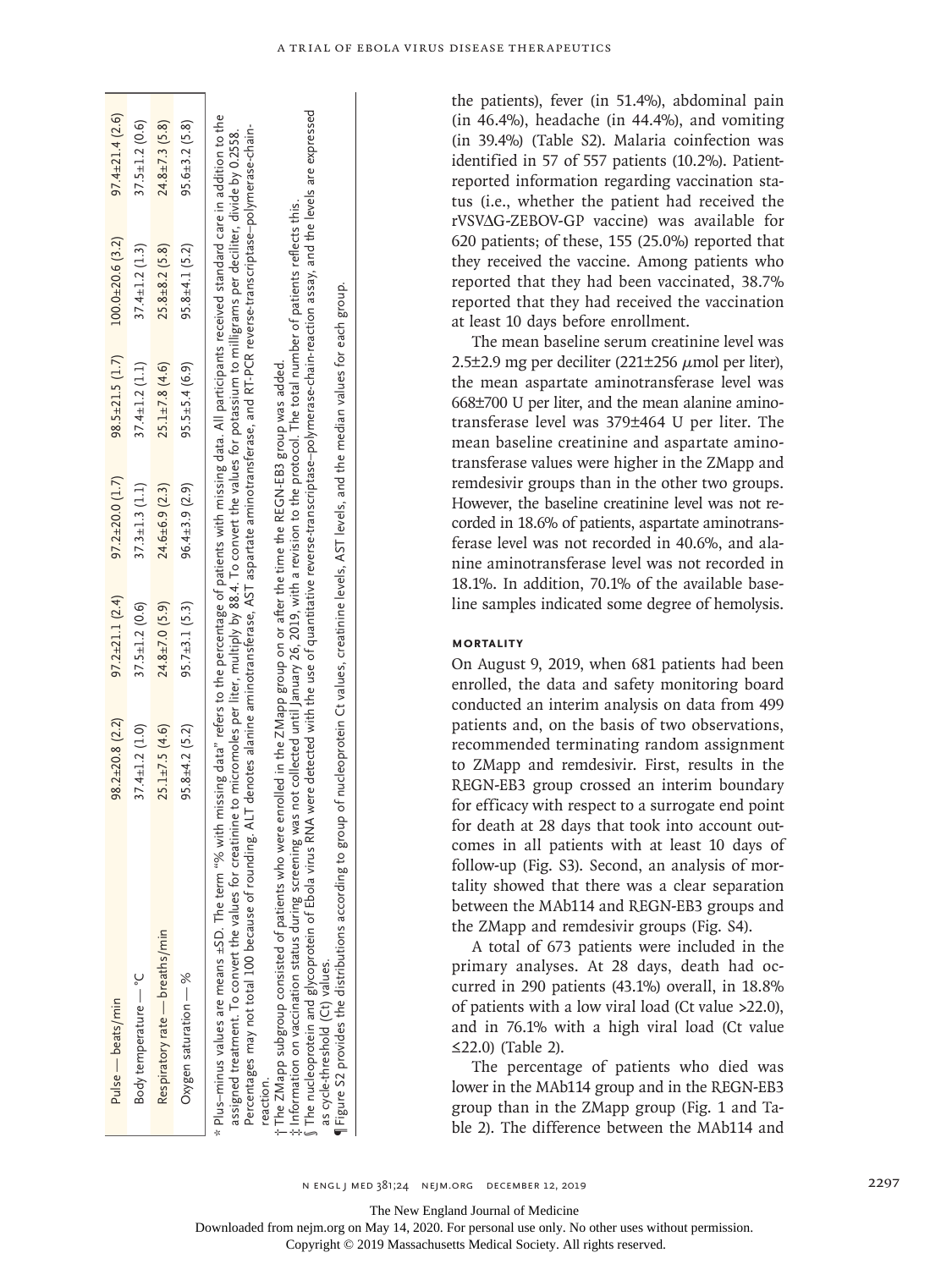| Pulse — beats/min | 98.2±20.8 (2.2) | 97.2±21.1 (2.4) | 97.2±20.0 (1.7) | 98.5±21.5 (1.7) | 100.0±20.6 (3.2) | 97.4±21.4 (2.6) |
|---|---|---|---|---|---|---|
| Body temperature — °C | 37.4±1.2 (1.0) | 37.5±1.2 (0.6) | 37.3±1.3 (1.1) | 37.4±1.2 (1.1) | 37.4±1.2 (1.3) | 37.5±1.2 (0.6) |
| Respiratory rate — breaths/min | 25.1±7.5 (4.6) | 24.8±7.0 (5.9) | 24.6±6.9 (2.3) | 25.1±7.8 (4.6) | 25.8±8.2 (5.8) | 24.8±7.3 (5.8) |
| Oxygen saturation — % | 95.8±4.2 (5.2) | 95.7±3.1 (5.3) | 96.4±3.9 (2.9) | 95.5±5.4 (6.9) | 95.8±4.1 (5.2) | 95.6±3.2 (5.8) |

\* Plus–minus values are means ±SD. The term "% with missing data" refers to the percentage of patients with missing data. All participants received standard care in addition to the assigned treatment. To convert the values for creatinine to micromoles per liter, multiply by 88.4. To convert the values for potassium to milligrams per deciliter, divide by 0.2558. Percentages may not total 100 because of rounding. ALT denotes alanine aminotransferase, AST aspartate aminotransferase, and RT-PCR reverse-transcriptase–polymerase-chain-reaction.

† The ZMapp subgroup consisted of patients who were enrolled in the ZMapp group on or after the time the REGN-EB3 group was added.

‡ Information on vaccination status during screening was not collected until January 26, 2019, with a revision to the protocol. The total number of patients reflects this.

§ The nucleoprotein and glycoprotein of Ebola virus RNA were detected with the use of quantitative reverse-transcriptase–polymerase-chain-reaction assay, and the levels are expressed as cycle-threshold (Ct) values.

¶ Figure S2 provides the distributions according to group of nucleoprotein Ct values, creatinine levels, AST levels, and the median values for each group.

the patients), fever (in 51.4%), abdominal pain (in 46.4%), headache (in 44.4%), and vomiting (in 39.4%) (Table S2). Malaria coinfection was identified in 57 of 557 patients (10.2%). Patient-reported information regarding vaccination status (i.e., whether the patient had received the rVSVΔG-ZEBOV-GP vaccine) was available for 620 patients; of these, 155 (25.0%) reported that they received the vaccine. Among patients who reported that they had been vaccinated, 38.7% reported that they had received the vaccination at least 10 days before enrollment.

The mean baseline serum creatinine level was 2.5±2.9 mg per deciliter (221±256 μmol per liter), the mean aspartate aminotransferase level was 668±700 U per liter, and the mean alanine aminotransferase level was 379±464 U per liter. The mean baseline creatinine and aspartate aminotransferase values were higher in the ZMapp and remdesivir groups than in the other two groups. However, the baseline creatinine level was not recorded in 18.6% of patients, aspartate aminotransferase level was not recorded in 40.6%, and alanine aminotransferase level was not recorded in 18.1%. In addition, 70.1% of the available baseline samples indicated some degree of hemolysis.

### MORTALITY

On August 9, 2019, when 681 patients had been enrolled, the data and safety monitoring board conducted an interim analysis on data from 499 patients and, on the basis of two observations, recommended terminating random assignment to ZMapp and remdesivir. First, results in the REGN-EB3 group crossed an interim boundary for efficacy with respect to a surrogate end point for death at 28 days that took into account outcomes in all patients with at least 10 days of follow-up (Fig. S3). Second, an analysis of mortality showed that there was a clear separation between the MAb114 and REGN-EB3 groups and the ZMapp and remdesivir groups (Fig. S4).

A total of 673 patients were included in the primary analyses. At 28 days, death had occurred in 290 patients (43.1%) overall, in 18.8% of patients with a low viral load (Ct value >22.0), and in 76.1% with a high viral load (Ct value ≤22.0) (Table 2).

The percentage of patients who died was lower in the MAb114 group and in the REGN-EB3 group than in the ZMapp group (Fig. 1 and Table 2). The difference between the MAb114 and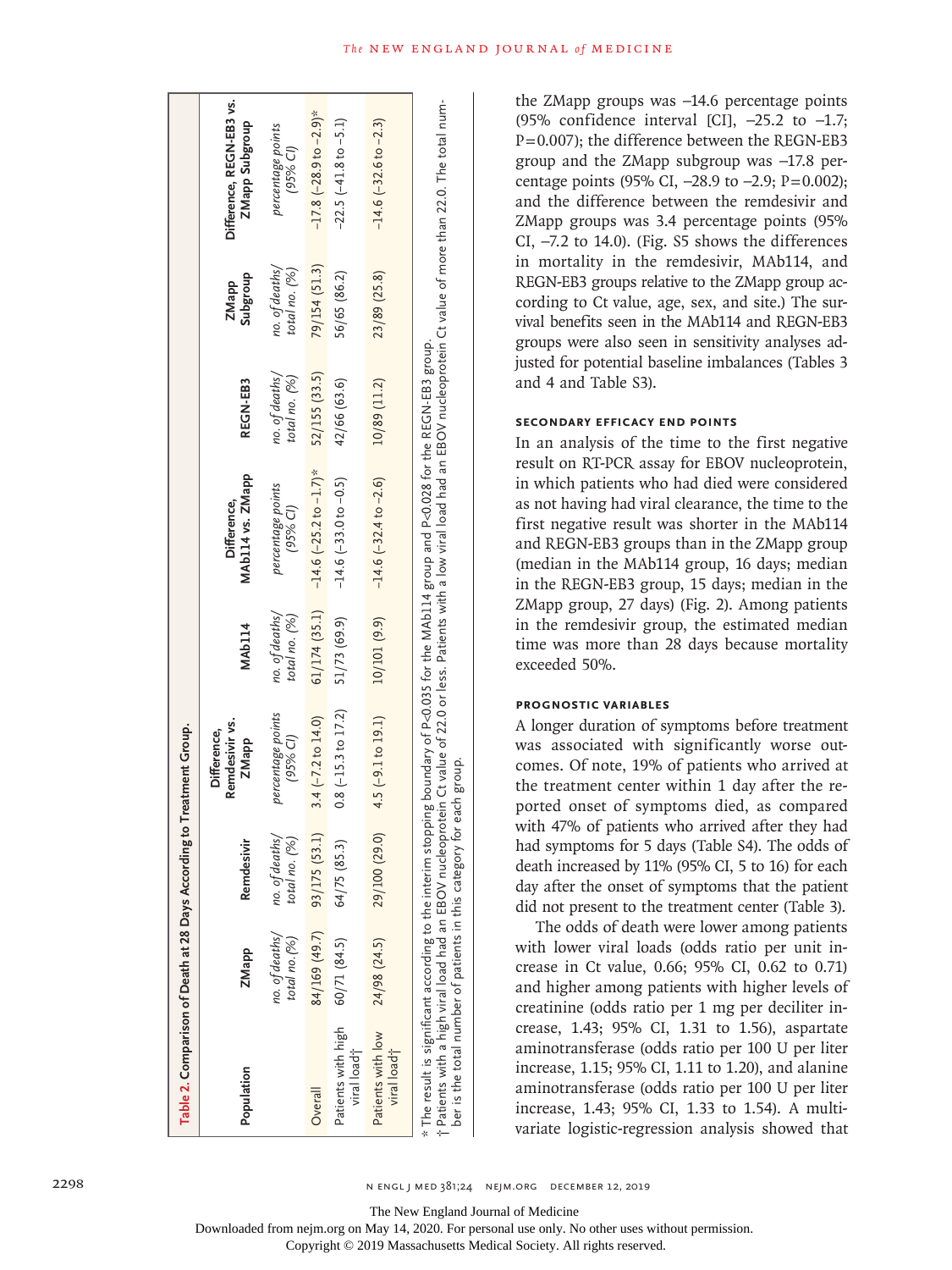**Table 2. Comparison of Death at 28 Days According to Treatment Group.**

| Population | ZMapp | Remdesivir | Difference, Remdesivir vs. ZMapp | MAb114 | Difference, MAb114 vs. ZMapp | REGN-EB3 | ZMapp Subgroup | Difference, REGN-EB3 vs. ZMapp Subgroup |
|---|---|---|---|---|---|---|---|---|
| | *no. of deaths/ total no. (%)* | *no. of deaths/ total no. (%)* | *percentage points (95% CI)* | *no. of deaths/ total no. (%)* | *percentage points (95% CI)* | *no. of deaths/ total no. (%)* | *no. of deaths/ total no. (%)* | *percentage points (95% CI)* |
| Overall | 84/169 (49.7) | 93/175 (53.1) | 3.4 (−7.2 to 14.0) | 61/174 (35.1) | −14.6 (−25.2 to −1.7)* | 52/155 (33.5) | 79/154 (51.3) | −17.8 (−28.9 to −2.9)* |
| Patients with high viral load† | 60/71 (84.5) | 64/75 (85.3) | 0.8 (−15.3 to 17.2) | 51/73 (69.9) | −14.6 (−33.0 to −0.5) | 42/66 (63.6) | 56/65 (86.2) | −22.5 (−41.8 to −5.1) |
| Patients with low viral load† | 24/98 (24.5) | 29/100 (29.0) | 4.5 (−9.1 to 19.1) | 10/101 (9.9) | −14.6 (−32.4 to −2.6) | 10/89 (11.2) | 23/89 (25.8) | −14.6 (−32.6 to −2.3) |

\* The result is significant according to the interim stopping boundary of P<0.035 for the MAb114 group and P<0.028 for the REGN-EB3 group.
† Patients with a high viral load had an EBOV nucleoprotein Ct value of 22.0 or less. Patients with a low viral load had an EBOV nucleoprotein Ct value of more than 22.0. The total number is the total number of patients in this category for each group.

the ZMapp groups was −14.6 percentage points (95% confidence interval [CI], −25.2 to −1.7; P=0.007); the difference between the REGN-EB3 group and the ZMapp subgroup was −17.8 percentage points (95% CI, −28.9 to −2.9; P=0.002); and the difference between the remdesivir and ZMapp groups was 3.4 percentage points (95% CI, −7.2 to 14.0). (Fig. S5 shows the differences in mortality in the remdesivir, MAb114, and REGN-EB3 groups relative to the ZMapp group according to Ct value, age, sex, and site.) The survival benefits seen in the MAb114 and REGN-EB3 groups were also seen in sensitivity analyses adjusted for potential baseline imbalances (Tables 3 and 4 and Table S3).

### SECONDARY EFFICACY END POINTS

In an analysis of the time to the first negative result on RT-PCR assay for EBOV nucleoprotein, in which patients who had died were considered as not having had viral clearance, the time to the first negative result was shorter in the MAb114 and REGN-EB3 groups than in the ZMapp group (median in the MAb114 group, 16 days; median in the REGN-EB3 group, 15 days; median in the ZMapp group, 27 days) (Fig. 2). Among patients in the remdesivir group, the estimated median time was more than 28 days because mortality exceeded 50%.

### PROGNOSTIC VARIABLES

A longer duration of symptoms before treatment was associated with significantly worse outcomes. Of note, 19% of patients who arrived at the treatment center within 1 day after the reported onset of symptoms died, as compared with 47% of patients who arrived after they had had symptoms for 5 days (Table S4). The odds of death increased by 11% (95% CI, 5 to 16) for each day after the onset of symptoms that the patient did not present to the treatment center (Table 3).

The odds of death were lower among patients with lower viral loads (odds ratio per unit increase in Ct value, 0.66; 95% CI, 0.62 to 0.71) and higher among patients with higher levels of creatinine (odds ratio per 1 mg per deciliter increase, 1.43; 95% CI, 1.31 to 1.56), aspartate aminotransferase (odds ratio per 100 U per liter increase, 1.15; 95% CI, 1.11 to 1.20), and alanine aminotransferase (odds ratio per 100 U per liter increase, 1.43; 95% CI, 1.33 to 1.54). A multivariate logistic-regression analysis showed that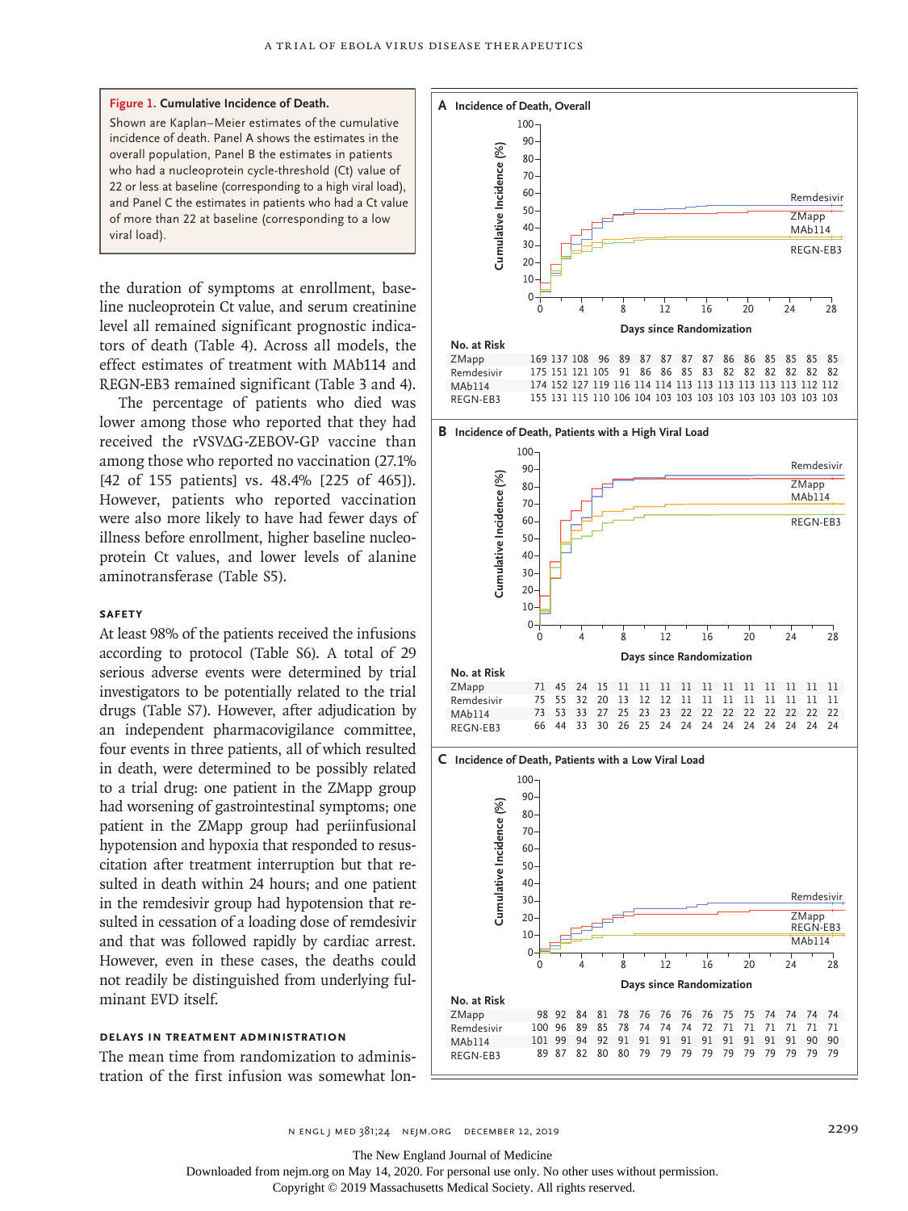**Figure 1. Cumulative Incidence of Death.**

Shown are Kaplan–Meier estimates of the cumulative incidence of death. Panel A shows the estimates in the overall population, Panel B the estimates in patients who had a nucleoprotein cycle-threshold (Ct) value of 22 or less at baseline (corresponding to a high viral load), and Panel C the estimates in patients who had a Ct value of more than 22 at baseline (corresponding to a low viral load).

**A Incidence of Death, Overall**

No. at Risk

| | | | | | | | | | | | | | | | |
|---|---|---|---|---|---|---|---|---|---|---|---|---|---|---|---|
| ZMapp | 169 | 137 | 108 | 96 | 89 | 87 | 87 | 87 | 87 | 86 | 86 | 85 | 85 | 85 | 85 |
| Remdesivir | 175 | 151 | 121 | 105 | 91 | 86 | 86 | 85 | 83 | 82 | 82 | 82 | 82 | 82 | 82 |
| MAb114 | 174 | 152 | 127 | 119 | 116 | 114 | 114 | 113 | 113 | 113 | 113 | 113 | 113 | 112 | 112 |
| REGN-EB3 | 155 | 131 | 115 | 110 | 106 | 104 | 103 | 103 | 103 | 103 | 103 | 103 | 103 | 103 | 103 |

**B Incidence of Death, Patients with a High Viral Load**

No. at Risk

| | | | | | | | | | | | | | | | |
|---|---|---|---|---|---|---|---|---|---|---|---|---|---|---|---|
| ZMapp | 71 | 45 | 24 | 15 | 11 | 11 | 11 | 11 | 11 | 11 | 11 | 11 | 11 | 11 | 11 |
| Remdesivir | 75 | 55 | 32 | 20 | 13 | 12 | 12 | 11 | 11 | 11 | 11 | 11 | 11 | 11 | 11 |
| MAb114 | 73 | 53 | 33 | 27 | 25 | 23 | 23 | 22 | 22 | 22 | 22 | 22 | 22 | 22 | 22 |
| REGN-EB3 | 66 | 44 | 33 | 30 | 26 | 25 | 24 | 24 | 24 | 24 | 24 | 24 | 24 | 24 | 24 |

**C Incidence of Death, Patients with a Low Viral Load**

No. at Risk

| | | | | | | | | | | | | | | | |
|---|---|---|---|---|---|---|---|---|---|---|---|---|---|---|---|
| ZMapp | 98 | 92 | 84 | 81 | 78 | 76 | 76 | 76 | 76 | 75 | 75 | 74 | 74 | 74 | 74 |
| Remdesivir | 100 | 96 | 89 | 85 | 78 | 74 | 74 | 74 | 72 | 71 | 71 | 71 | 71 | 71 | 71 |
| MAb114 | 101 | 99 | 94 | 92 | 91 | 91 | 91 | 91 | 91 | 91 | 91 | 91 | 91 | 90 | 90 |
| REGN-EB3 | 89 | 87 | 82 | 80 | 80 | 79 | 79 | 79 | 79 | 79 | 79 | 79 | 79 | 79 | 79 |

the duration of symptoms at enrollment, baseline nucleoprotein Ct value, and serum creatinine level all remained significant prognostic indicators of death (Table 4). Across all models, the effect estimates of treatment with MAb114 and REGN-EB3 remained significant (Table 3 and 4).

The percentage of patients who died was lower among those who reported that they had received the rVSVΔG-ZEBOV-GP vaccine than among those who reported no vaccination (27.1% [42 of 155 patients] vs. 48.4% [225 of 465]). However, patients who reported vaccination were also more likely to have had fewer days of illness before enrollment, higher baseline nucleoprotein Ct values, and lower levels of alanine aminotransferase (Table S5).

## Safety

At least 98% of the patients received the infusions according to protocol (Table S6). A total of 29 serious adverse events were determined by trial investigators to be potentially related to the trial drugs (Table S7). However, after adjudication by an independent pharmacovigilance committee, four events in three patients, all of which resulted in death, were determined to be possibly related to a trial drug: one patient in the ZMapp group had worsening of gastrointestinal symptoms; one patient in the ZMapp group had periinfusional hypotension and hypoxia that responded to resuscitation after treatment interruption but that resulted in death within 24 hours; and one patient in the remdesivir group had hypotension that resulted in cessation of a loading dose of remdesivir and that was followed rapidly by cardiac arrest. However, even in these cases, the deaths could not readily be distinguished from underlying fulminant EVD itself.

## Delays in Treatment Administration

The mean time from randomization to administration of the first infusion was somewhat lon-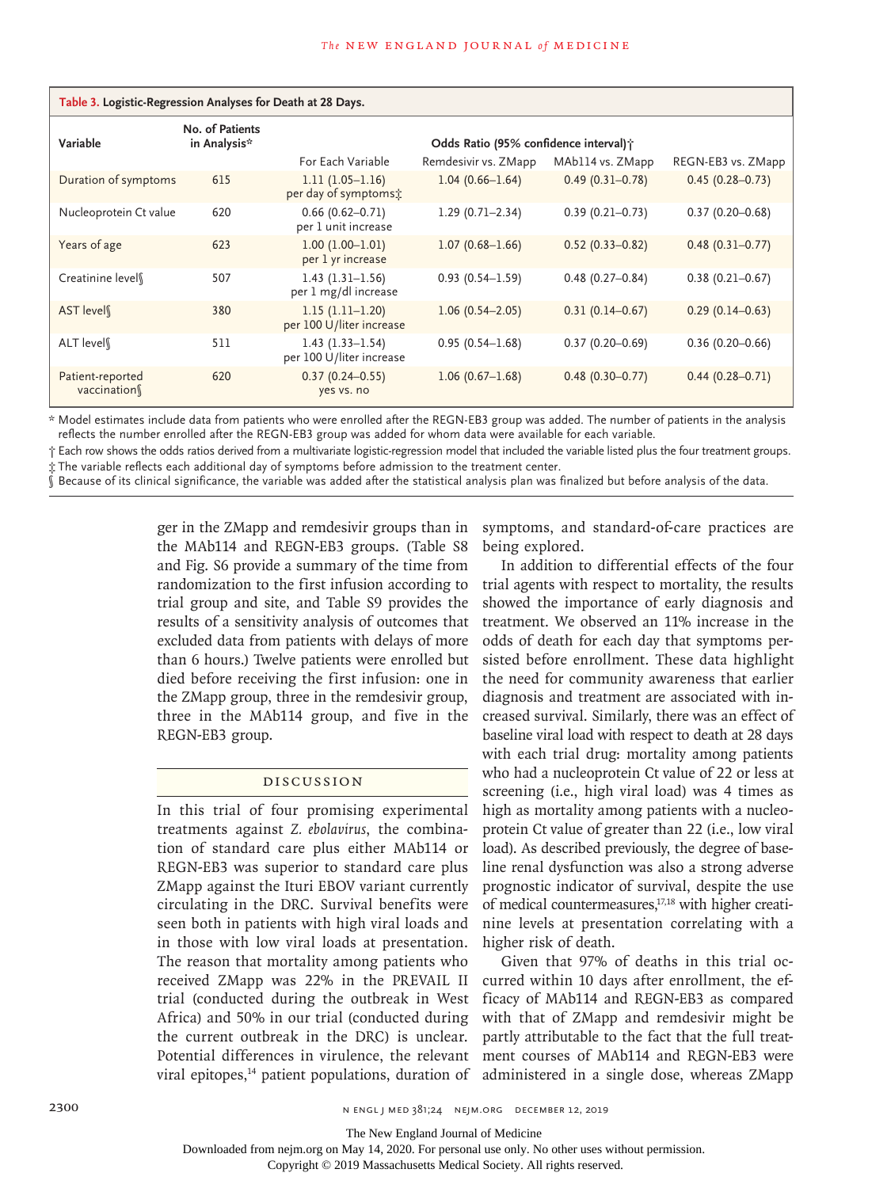**Table 3. Logistic-Regression Analyses for Death at 28 Days.**

| Variable | No. of Patients in Analysis* | Odds Ratio (95% confidence interval)† | | | |
|---|---|---|---|---|---|
| | | For Each Variable | Remdesivir vs. ZMapp | MAb114 vs. ZMapp | REGN-EB3 vs. ZMapp |
| Duration of symptoms | 615 | 1.11 (1.05–1.16) per day of symptoms‡ | 1.04 (0.66–1.64) | 0.49 (0.31–0.78) | 0.45 (0.28–0.73) |
| Nucleoprotein Ct value | 620 | 0.66 (0.62–0.71) per 1 unit increase | 1.29 (0.71–2.34) | 0.39 (0.21–0.73) | 0.37 (0.20–0.68) |
| Years of age | 623 | 1.00 (1.00–1.01) per 1 yr increase | 1.07 (0.68–1.66) | 0.52 (0.33–0.82) | 0.48 (0.31–0.77) |
| Creatinine level§ | 507 | 1.43 (1.31–1.56) per 1 mg/dl increase | 0.93 (0.54–1.59) | 0.48 (0.27–0.84) | 0.38 (0.21–0.67) |
| AST level§ | 380 | 1.15 (1.11–1.20) per 100 U/liter increase | 1.06 (0.54–2.05) | 0.31 (0.14–0.67) | 0.29 (0.14–0.63) |
| ALT level§ | 511 | 1.43 (1.33–1.54) per 100 U/liter increase | 0.95 (0.54–1.68) | 0.37 (0.20–0.69) | 0.36 (0.20–0.66) |
| Patient-reported vaccination§ | 620 | 0.37 (0.24–0.55) yes vs. no | 1.06 (0.67–1.68) | 0.48 (0.30–0.77) | 0.44 (0.28–0.71) |

\* Model estimates include data from patients who were enrolled after the REGN-EB3 group was added. The number of patients in the analysis reflects the number enrolled after the REGN-EB3 group was added for whom data were available for each variable.

† Each row shows the odds ratios derived from a multivariate logistic-regression model that included the variable listed plus the four treatment groups.

‡ The variable reflects each additional day of symptoms before admission to the treatment center.

§ Because of its clinical significance, the variable was added after the statistical analysis plan was finalized but before analysis of the data.

ger in the ZMapp and remdesivir groups than in the MAb114 and REGN-EB3 groups. (Table S8 and Fig. S6 provide a summary of the time from randomization to the first infusion according to trial group and site, and Table S9 provides the results of a sensitivity analysis of outcomes that excluded data from patients with delays of more than 6 hours.) Twelve patients were enrolled but died before receiving the first infusion: one in the ZMapp group, three in the remdesivir group, three in the MAb114 group, and five in the REGN-EB3 group.

## Discussion

In this trial of four promising experimental treatments against *Z. ebolavirus*, the combination of standard care plus either MAb114 or REGN-EB3 was superior to standard care plus ZMapp against the Ituri EBOV variant currently circulating in the DRC. Survival benefits were seen both in patients with high viral loads and in those with low viral loads at presentation. The reason that mortality among patients who received ZMapp was 22% in the PREVAIL II trial (conducted during the outbreak in West Africa) and 50% in our trial (conducted during the current outbreak in the DRC) is unclear. Potential differences in virulence, the relevant viral epitopes,[14] patient populations, duration of symptoms, and standard-of-care practices are being explored.

In addition to differential effects of the four trial agents with respect to mortality, the results showed the importance of early diagnosis and treatment. We observed an 11% increase in the odds of death for each day that symptoms persisted before enrollment. These data highlight the need for community awareness that earlier diagnosis and treatment are associated with increased survival. Similarly, there was an effect of baseline viral load with respect to death at 28 days with each trial drug: mortality among patients who had a nucleoprotein Ct value of 22 or less at screening (i.e., high viral load) was 4 times as high as mortality among patients with a nucleoprotein Ct value of greater than 22 (i.e., low viral load). As described previously, the degree of baseline renal dysfunction was also a strong adverse prognostic indicator of survival, despite the use of medical countermeasures,[17,18] with higher creatinine levels at presentation correlating with a higher risk of death.

Given that 97% of deaths in this trial occurred within 10 days after enrollment, the efficacy of MAb114 and REGN-EB3 as compared with that of ZMapp and remdesivir might be partly attributable to the fact that the full treatment courses of MAb114 and REGN-EB3 were administered in a single dose, whereas ZMapp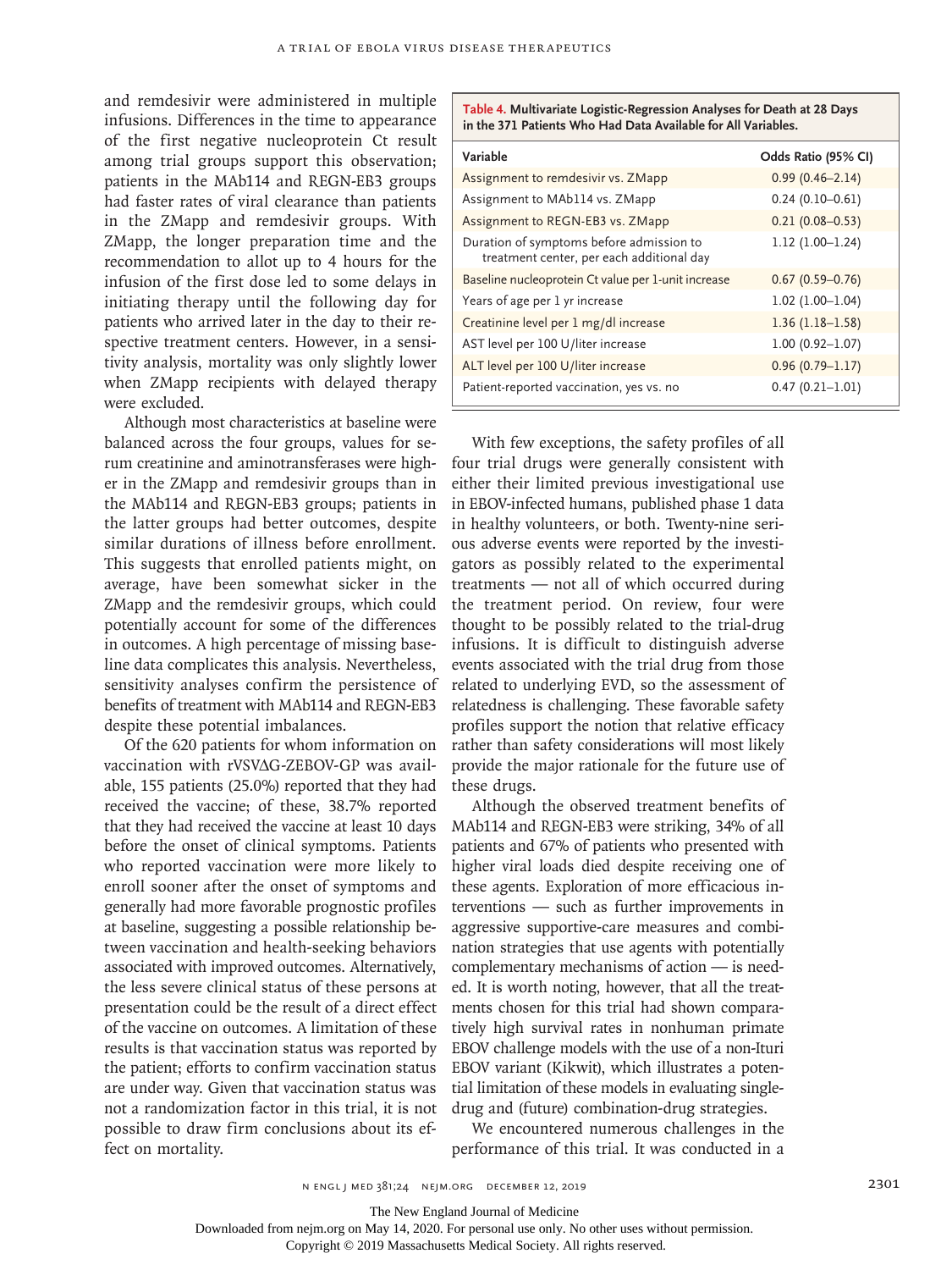and remdesivir were administered in multiple infusions. Differences in the time to appearance of the first negative nucleoprotein Ct result among trial groups support this observation; patients in the MAb114 and REGN-EB3 groups had faster rates of viral clearance than patients in the ZMapp and remdesivir groups. With ZMapp, the longer preparation time and the recommendation to allot up to 4 hours for the infusion of the first dose led to some delays in initiating therapy until the following day for patients who arrived later in the day to their respective treatment centers. However, in a sensitivity analysis, mortality was only slightly lower when ZMapp recipients with delayed therapy were excluded.

Although most characteristics at baseline were balanced across the four groups, values for serum creatinine and aminotransferases were higher in the ZMapp and remdesivir groups than in the MAb114 and REGN-EB3 groups; patients in the latter groups had better outcomes, despite similar durations of illness before enrollment. This suggests that enrolled patients might, on average, have been somewhat sicker in the ZMapp and the remdesivir groups, which could potentially account for some of the differences in outcomes. A high percentage of missing baseline data complicates this analysis. Nevertheless, sensitivity analyses confirm the persistence of benefits of treatment with MAb114 and REGN-EB3 despite these potential imbalances.

Of the 620 patients for whom information on vaccination with rVSVΔG-ZEBOV-GP was available, 155 patients (25.0%) reported that they had received the vaccine; of these, 38.7% reported that they had received the vaccine at least 10 days before the onset of clinical symptoms. Patients who reported vaccination were more likely to enroll sooner after the onset of symptoms and generally had more favorable prognostic profiles at baseline, suggesting a possible relationship between vaccination and health-seeking behaviors associated with improved outcomes. Alternatively, the less severe clinical status of these persons at presentation could be the result of a direct effect of the vaccine on outcomes. A limitation of these results is that vaccination status was reported by the patient; efforts to confirm vaccination status are under way. Given that vaccination status was not a randomization factor in this trial, it is not possible to draw firm conclusions about its effect on mortality.

**Table 4. Multivariate Logistic-Regression Analyses for Death at 28 Days in the 371 Patients Who Had Data Available for All Variables.**

| Variable | Odds Ratio (95% CI) |
|---|---|
| Assignment to remdesivir vs. ZMapp | 0.99 (0.46–2.14) |
| Assignment to MAb114 vs. ZMapp | 0.24 (0.10–0.61) |
| Assignment to REGN-EB3 vs. ZMapp | 0.21 (0.08–0.53) |
| Duration of symptoms before admission to treatment center, per each additional day | 1.12 (1.00–1.24) |
| Baseline nucleoprotein Ct value per 1-unit increase | 0.67 (0.59–0.76) |
| Years of age per 1 yr increase | 1.02 (1.00–1.04) |
| Creatinine level per 1 mg/dl increase | 1.36 (1.18–1.58) |
| AST level per 100 U/liter increase | 1.00 (0.92–1.07) |
| ALT level per 100 U/liter increase | 0.96 (0.79–1.17) |
| Patient-reported vaccination, yes vs. no | 0.47 (0.21–1.01) |

With few exceptions, the safety profiles of all four trial drugs were generally consistent with either their limited previous investigational use in EBOV-infected humans, published phase 1 data in healthy volunteers, or both. Twenty-nine serious adverse events were reported by the investigators as possibly related to the experimental treatments — not all of which occurred during the treatment period. On review, four were thought to be possibly related to the trial-drug infusions. It is difficult to distinguish adverse events associated with the trial drug from those related to underlying EVD, so the assessment of relatedness is challenging. These favorable safety profiles support the notion that relative efficacy rather than safety considerations will most likely provide the major rationale for the future use of these drugs.

Although the observed treatment benefits of MAb114 and REGN-EB3 were striking, 34% of all patients and 67% of patients who presented with higher viral loads died despite receiving one of these agents. Exploration of more efficacious interventions — such as further improvements in aggressive supportive-care measures and combination strategies that use agents with potentially complementary mechanisms of action — is needed. It is worth noting, however, that all the treatments chosen for this trial had shown comparatively high survival rates in nonhuman primate EBOV challenge models with the use of a non-Ituri EBOV variant (Kikwit), which illustrates a potential limitation of these models in evaluating single-drug and (future) combination-drug strategies.

We encountered numerous challenges in the performance of this trial. It was conducted in a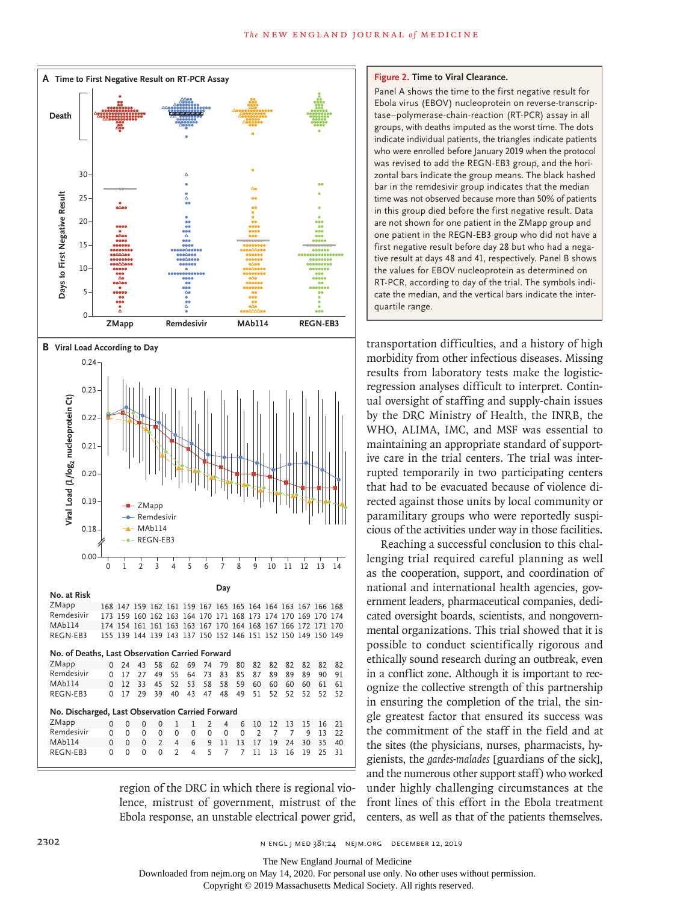**A Time to First Negative Result on RT-PCR Assay**

**B Viral Load According to Day**

**No. at Risk**

| Day | 0 | 1 | 2 | 3 | 4 | 5 | 6 | 7 | 8 | 9 | 10 | 11 | 12 | 13 | 14 |
|---|---|---|---|---|---|---|---|---|---|---|---|---|---|---|---|
| ZMapp | 168 | 147 | 159 | 162 | 161 | 159 | 167 | 165 | 165 | 164 | 164 | 163 | 167 | 166 | 168 |
| Remdesivir | 173 | 159 | 160 | 162 | 163 | 164 | 170 | 171 | 168 | 173 | 174 | 170 | 169 | 170 | 174 |
| MAb114 | 174 | 154 | 161 | 161 | 163 | 163 | 167 | 170 | 164 | 168 | 167 | 166 | 172 | 171 | 170 |
| REGN-EB3 | 155 | 139 | 144 | 139 | 143 | 137 | 150 | 152 | 146 | 151 | 152 | 150 | 149 | 150 | 149 |

**No. of Deaths, Last Observation Carried Forward**

| Day | 0 | 1 | 2 | 3 | 4 | 5 | 6 | 7 | 8 | 9 | 10 | 11 | 12 | 13 | 14 |
|---|---|---|---|---|---|---|---|---|---|---|---|---|---|---|---|
| ZMapp | 0 | 24 | 43 | 58 | 62 | 69 | 74 | 79 | 80 | 82 | 82 | 82 | 82 | 82 | 82 |
| Remdesivir | 0 | 17 | 27 | 49 | 55 | 64 | 73 | 83 | 85 | 87 | 89 | 89 | 89 | 90 | 91 |
| MAb114 | 0 | 12 | 33 | 45 | 52 | 53 | 58 | 58 | 59 | 60 | 60 | 60 | 60 | 61 | 61 |
| REGN-EB3 | 0 | 17 | 29 | 39 | 40 | 43 | 47 | 48 | 49 | 51 | 52 | 52 | 52 | 52 | 52 |

**No. Discharged, Last Observation Carried Forward**

| Day | 0 | 1 | 2 | 3 | 4 | 5 | 6 | 7 | 8 | 9 | 10 | 11 | 12 | 13 | 14 |
|---|---|---|---|---|---|---|---|---|---|---|---|---|---|---|---|
| ZMapp | 0 | 0 | 0 | 0 | 1 | 1 | 2 | 4 | 6 | 10 | 12 | 13 | 15 | 16 | 21 |
| Remdesivir | 0 | 0 | 0 | 0 | 0 | 0 | 0 | 0 | 0 | 2 | 7 | 7 | 9 | 13 | 22 |
| MAb114 | 0 | 0 | 0 | 2 | 4 | 6 | 9 | 11 | 13 | 17 | 19 | 24 | 30 | 35 | 40 |
| REGN-EB3 | 0 | 0 | 0 | 0 | 2 | 4 | 5 | 7 | 7 | 11 | 13 | 16 | 19 | 25 | 31 |

**Figure 2. Time to Viral Clearance.**

Panel A shows the time to the first negative result for Ebola virus (EBOV) nucleoprotein on reverse-transcriptase–polymerase-chain-reaction (RT-PCR) assay in all groups, with deaths imputed as the worst time. The dots indicate individual patients, the triangles indicate patients who were enrolled before January 2019 when the protocol was revised to add the REGN-EB3 group, and the horizontal bars indicate the group means. The black hashed bar in the remdesivir group indicates that the median time was not observed because more than 50% of patients in this group died before the first negative result. Data are not shown for one patient in the ZMapp group and one patient in the REGN-EB3 group who did not have a first negative result before day 28 but who had a negative result at days 48 and 41, respectively. Panel B shows the values for EBOV nucleoprotein as determined on RT-PCR, according to day of the trial. The symbols indicate the median, and the vertical bars indicate the interquartile range.

region of the DRC in which there is regional violence, mistrust of government, mistrust of the Ebola response, an unstable electrical power grid, transportation difficulties, and a history of high morbidity from other infectious diseases. Missing results from laboratory tests make the logistic-regression analyses difficult to interpret. Continual oversight of staffing and supply-chain issues by the DRC Ministry of Health, the INRB, the WHO, ALIMA, IMC, and MSF was essential to maintaining an appropriate standard of supportive care in the trial centers. The trial was interrupted temporarily in two participating centers that had to be evacuated because of violence directed against those units by local community or paramilitary groups who were reportedly suspicious of the activities under way in those facilities.

Reaching a successful conclusion to this challenging trial required careful planning as well as the cooperation, support, and coordination of national and international health agencies, government leaders, pharmaceutical companies, dedicated oversight boards, scientists, and nongovernmental organizations. This trial showed that it is possible to conduct scientifically rigorous and ethically sound research during an outbreak, even in a conflict zone. Although it is important to recognize the collective strength of this partnership in ensuring the completion of the trial, the single greatest factor that ensured its success was the commitment of the staff in the field and at the sites (the physicians, nurses, pharmacists, hygienists, the *gardes-malades* [guardians of the sick], and the numerous other support staff) who worked under highly challenging circumstances at the front lines of this effort in the Ebola treatment centers, as well as that of the patients themselves.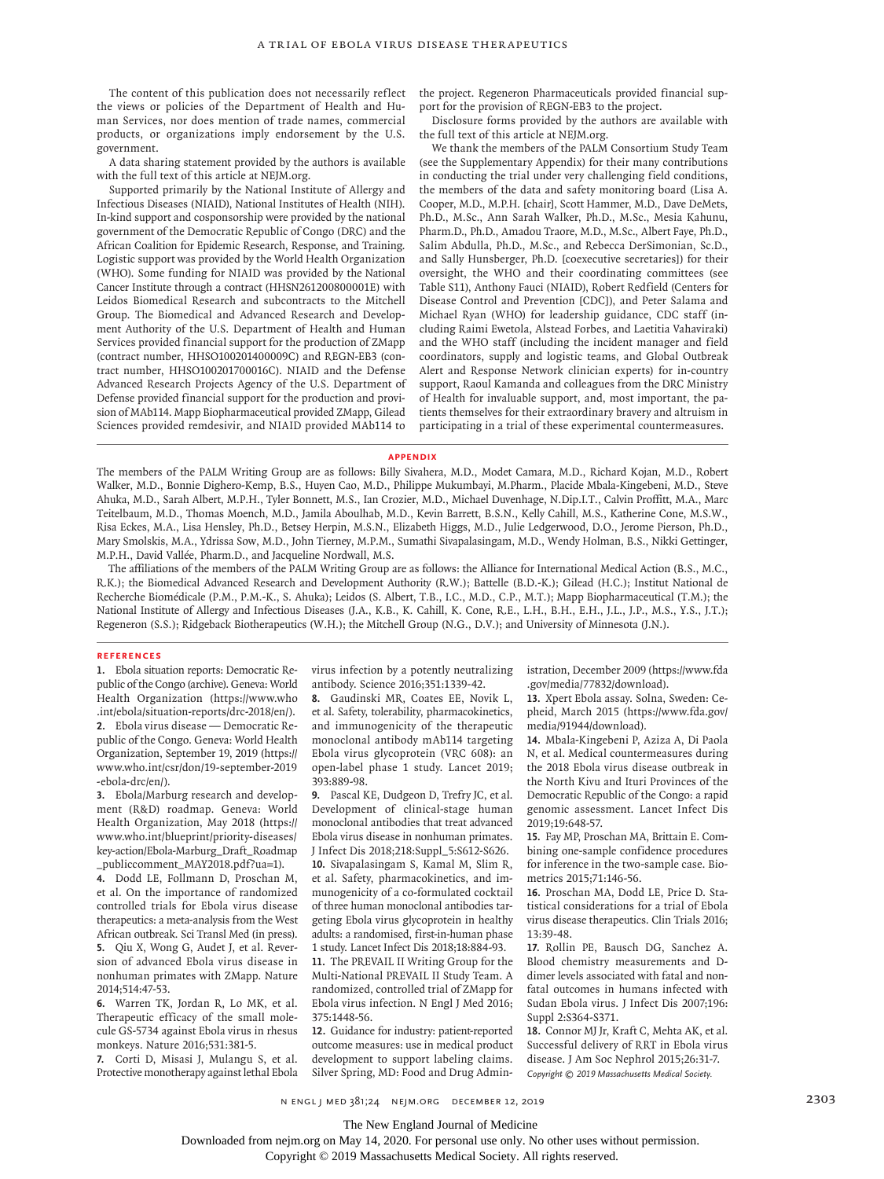The content of this publication does not necessarily reflect the views or policies of the Department of Health and Human Services, nor does mention of trade names, commercial products, or organizations imply endorsement by the U.S. government.

A data sharing statement provided by the authors is available with the full text of this article at NEJM.org.

Supported primarily by the National Institute of Allergy and Infectious Diseases (NIAID), National Institutes of Health (NIH). In-kind support and cosponsorship were provided by the national government of the Democratic Republic of Congo (DRC) and the African Coalition for Epidemic Research, Response, and Training. Logistic support was provided by the World Health Organization (WHO). Some funding for NIAID was provided by the National Cancer Institute through a contract (HHSN261200800001E) with Leidos Biomedical Research and subcontracts to the Mitchell Group. The Biomedical and Advanced Research and Development Authority of the U.S. Department of Health and Human Services provided financial support for the production of ZMapp (contract number, HHSO100201400009C) and REGN-EB3 (contract number, HHSO100201700016C). NIAID and the Defense Advanced Research Projects Agency of the U.S. Department of Defense provided financial support for the production and provision of MAb114. Mapp Biopharmaceutical provided ZMapp, Gilead Sciences provided remdesivir, and NIAID provided MAb114 to the project. Regeneron Pharmaceuticals provided financial support for the provision of REGN-EB3 to the project.

Disclosure forms provided by the authors are available with the full text of this article at NEJM.org.

We thank the members of the PALM Consortium Study Team (see the Supplementary Appendix) for their many contributions in conducting the trial under very challenging field conditions, the members of the data and safety monitoring board (Lisa A. Cooper, M.D., M.P.H. [chair], Scott Hammer, M.D., Dave DeMets, Ph.D., M.Sc., Ann Sarah Walker, Ph.D., M.Sc., Mesia Kahunu, Pharm.D., Ph.D., Amadou Traore, M.D., M.Sc., Albert Faye, Ph.D., Salim Abdulla, Ph.D., M.Sc., and Rebecca DerSimonian, Sc.D., and Sally Hunsberger, Ph.D. [coexecutive secretaries]) for their oversight, the WHO and their coordinating committees (see Table S11), Anthony Fauci (NIAID), Robert Redfield (Centers for Disease Control and Prevention [CDC]), and Peter Salama and Michael Ryan (WHO) for leadership guidance, CDC staff (including Raimi Ewetola, Alstead Forbes, and Laetitia Vahaviraki) and the WHO staff (including the incident manager and field coordinators, supply and logistic teams, and Global Outbreak Alert and Response Network clinician experts) for in-country support, Raoul Kamanda and colleagues from the DRC Ministry of Health for invaluable support, and, most important, the patients themselves for their extraordinary bravery and altruism in participating in a trial of these experimental countermeasures.

## APPENDIX

The members of the PALM Writing Group are as follows: Billy Sivahera, M.D., Modet Camara, M.D., Richard Kojan, M.D., Robert Walker, M.D., Bonnie Dighero-Kemp, B.S., Huyen Cao, M.D., Philippe Mukumbayi, M.Pharm., Placide Mbala-Kingebeni, M.D., Steve Ahuka, M.D., Sarah Albert, M.P.H., Tyler Bonnett, M.S., Ian Crozier, M.D., Michael Duvenhage, N.Dip.I.T., Calvin Proffitt, M.A., Marc Teitelbaum, M.D., Thomas Moench, M.D., Jamila Aboulhab, M.D., Kevin Barrett, B.S.N., Kelly Cahill, M.S., Katherine Cone, M.S.W., Risa Eckes, M.A., Lisa Hensley, Ph.D., Betsey Herpin, M.S.N., Elizabeth Higgs, M.D., Julie Ledgerwood, D.O., Jerome Pierson, Ph.D., Mary Smolskis, M.A., Ydrissa Sow, M.D., John Tierney, M.P.M., Sumathi Sivapalasingam, M.D., Wendy Holman, B.S., Nikki Gettinger, M.P.H., David Vallée, Pharm.D., and Jacqueline Nordwall, M.S.

The affiliations of the members of the PALM Writing Group are as follows: the Alliance for International Medical Action (B.S., M.C., R.K.); the Biomedical Advanced Research and Development Authority (R.W.); Battelle (B.D.-K.); Gilead (H.C.); Institut National de Recherche Biomédicale (P.M., P.M.-K., S. Ahuka); Leidos (S. Albert, T.B., I.C., M.D., C.P., M.T.); Mapp Biopharmaceutical (T.M.); the National Institute of Allergy and Infectious Diseases (J.A., K.B., K. Cahill, K. Cone, R.E., L.H., B.H., E.H., J.L., J.P., M.S., Y.S., J.T.); Regeneron (S.S.); Ridgeback Biotherapeutics (W.H.); the Mitchell Group (N.G., D.V.); and University of Minnesota (J.N.).

## REFERENCES

1. Ebola situation reports: Democratic Republic of the Congo (archive). Geneva: World Health Organization (https://www.who.int/ebola/situation-reports/drc-2018/en/).
2. Ebola virus disease — Democratic Republic of the Congo. Geneva: World Health Organization, September 19, 2019 (https://www.who.int/csr/don/19-september-2019-ebola-drc/en/).
3. Ebola/Marburg research and development (R&D) roadmap. Geneva: World Health Organization, May 2018 (https://www.who.int/blueprint/priority-diseases/key-action/Ebola-Marburg_Draft_Roadmap_publiccomment_MAY2018.pdf?ua=1).
4. Dodd LE, Follmann D, Proschan M, et al. On the importance of randomized controlled trials for Ebola virus disease therapeutics: a meta-analysis from the West African outbreak. Sci Transl Med (in press).
5. Qiu X, Wong G, Audet J, et al. Reversion of advanced Ebola virus disease in nonhuman primates with ZMapp. Nature 2014;514:47-53.
6. Warren TK, Jordan R, Lo MK, et al. Therapeutic efficacy of the small molecule GS-5734 against Ebola virus in rhesus monkeys. Nature 2016;531:381-5.
7. Corti D, Misasi J, Mulangu S, et al. Protective monotherapy against lethal Ebola virus infection by a potently neutralizing antibody. Science 2016;351:1339-42.
8. Gaudinski MR, Coates EE, Novik L, et al. Safety, tolerability, pharmacokinetics, and immunogenicity of the therapeutic monoclonal antibody mAb114 targeting Ebola virus glycoprotein (VRC 608): an open-label phase 1 study. Lancet 2019;393:889-98.
9. Pascal KE, Dudgeon D, Trefry JC, et al. Development of clinical-stage human monoclonal antibodies that treat advanced Ebola virus disease in nonhuman primates. J Infect Dis 2018;218:Suppl_5:S612-S626.
10. Sivapalasingam S, Kamal M, Slim R, et al. Safety, pharmacokinetics, and immunogenicity of a co-formulated cocktail of three human monoclonal antibodies targeting Ebola virus glycoprotein in healthy adults: a randomised, first-in-human phase 1 study. Lancet Infect Dis 2018;18:884-93.
11. The PREVAIL II Writing Group for the Multi-National PREVAIL II Study Team. A randomized, controlled trial of ZMapp for Ebola virus infection. N Engl J Med 2016;375:1448-56.
12. Guidance for industry: patient-reported outcome measures: use in medical product development to support labeling claims. Silver Spring, MD: Food and Drug Administration, December 2009 (https://www.fda.gov/media/77832/download).
13. Xpert Ebola assay. Solna, Sweden: Cepheid, March 2015 (https://www.fda.gov/media/91944/download).
14. Mbala-Kingebeni P, Aziza A, Di Paola N, et al. Medical countermeasures during the 2018 Ebola virus disease outbreak in the North Kivu and Ituri Provinces of the Democratic Republic of the Congo: a rapid genomic assessment. Lancet Infect Dis 2019;19:648-57.
15. Fay MP, Proschan MA, Brittain E. Combining one-sample confidence procedures for inference in the two-sample case. Biometrics 2015;71:146-56.
16. Proschan MA, Dodd LE, Price D. Statistical considerations for a trial of Ebola virus disease therapeutics. Clin Trials 2016;13:39-48.
17. Rollin PE, Bausch DG, Sanchez A. Blood chemistry measurements and D-dimer levels associated with fatal and nonfatal outcomes in humans infected with Sudan Ebola virus. J Infect Dis 2007;196:Suppl 2:S364-S371.
18. Connor MJ Jr, Kraft C, Mehta AK, et al. Successful delivery of RRT in Ebola virus disease. J Am Soc Nephrol 2015;26:31-7.

*Copyright © 2019 Massachusetts Medical Society.*